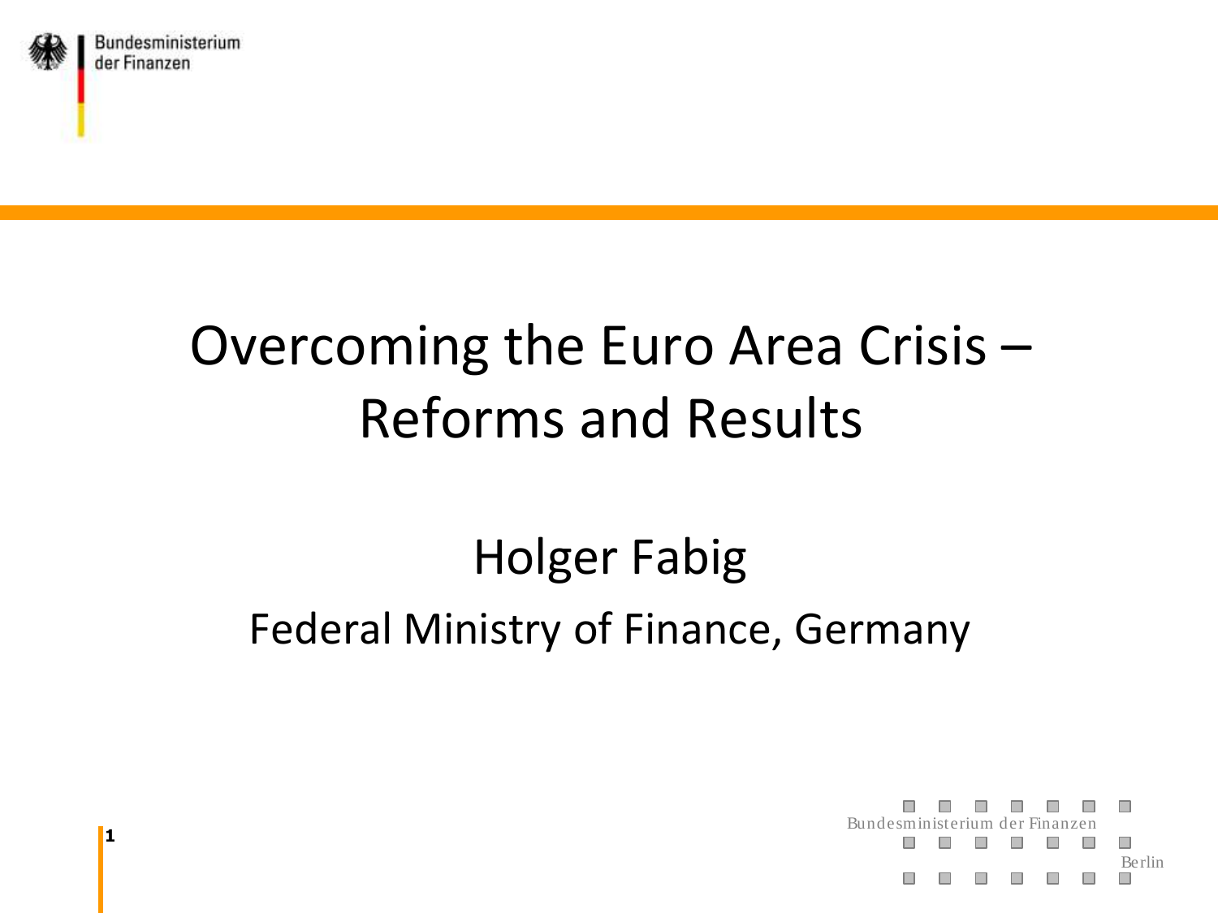# Overcoming the Euro Area Crisis – Reforms and Results

## Holger Fabig

Federal Ministry of Finance, Germany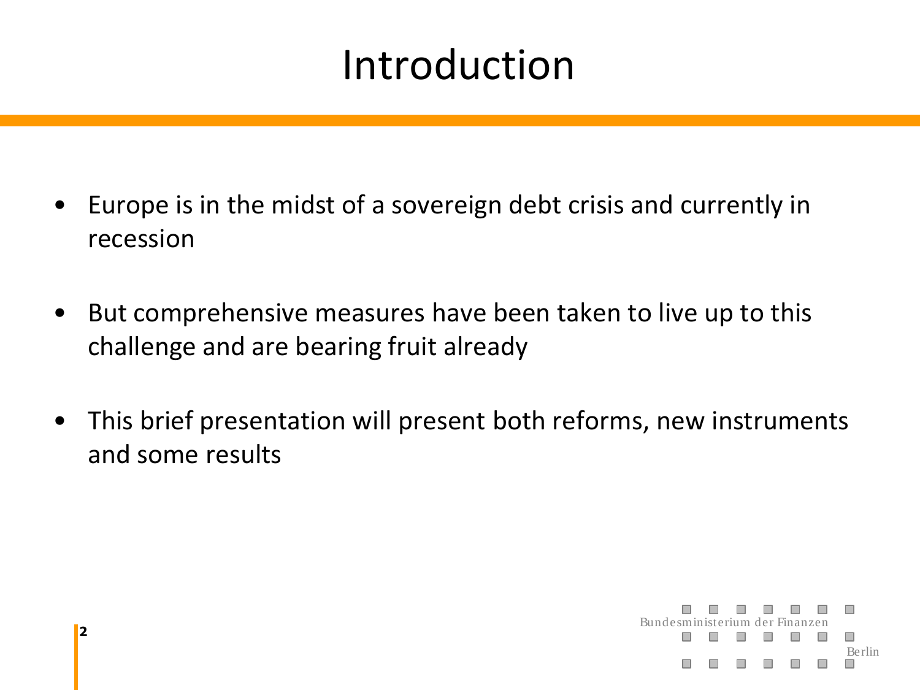# Introduction

- Europe is in the midst of a sovereign debt crisis and currently in recession
- But comprehensive measures have been taken to live up to this challenge and are bearing fruit already
- This brief presentation will present both reforms, new instruments and some results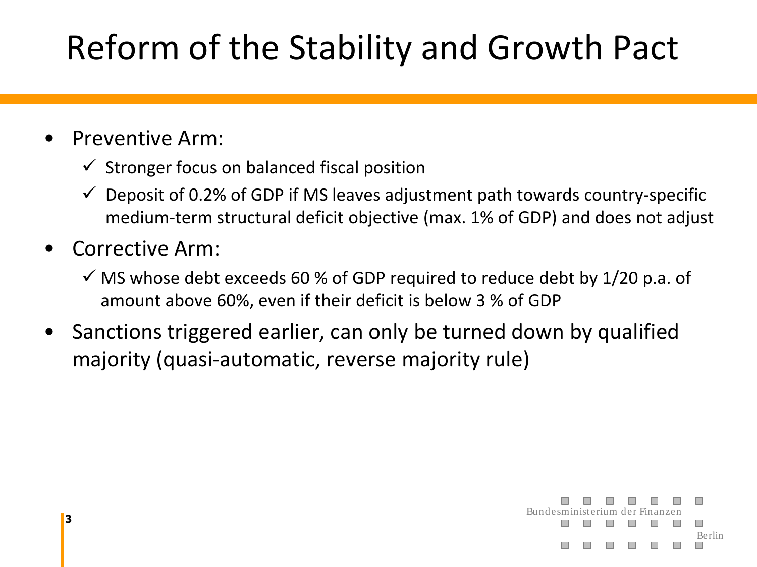# Reform of the Stability and Growth Pact

- Preventive Arm:
  - ✓ Stronger focus on balanced fiscal position
  - ✓ Deposit of 0.2% of GDP if MS leaves adjustment path towards country-specific medium-term structural deficit objective (max. 1% of GDP) and does not adjust
- Corrective Arm:
  - ✓ MS whose debt exceeds 60 % of GDP required to reduce debt by 1/20 p.a. of amount above 60%, even if their deficit is below 3 % of GDP
- Sanctions triggered earlier, can only be turned down by qualified majority (quasi-automatic, reverse majority rule)

Bundesministerium der Finanzen

Berlin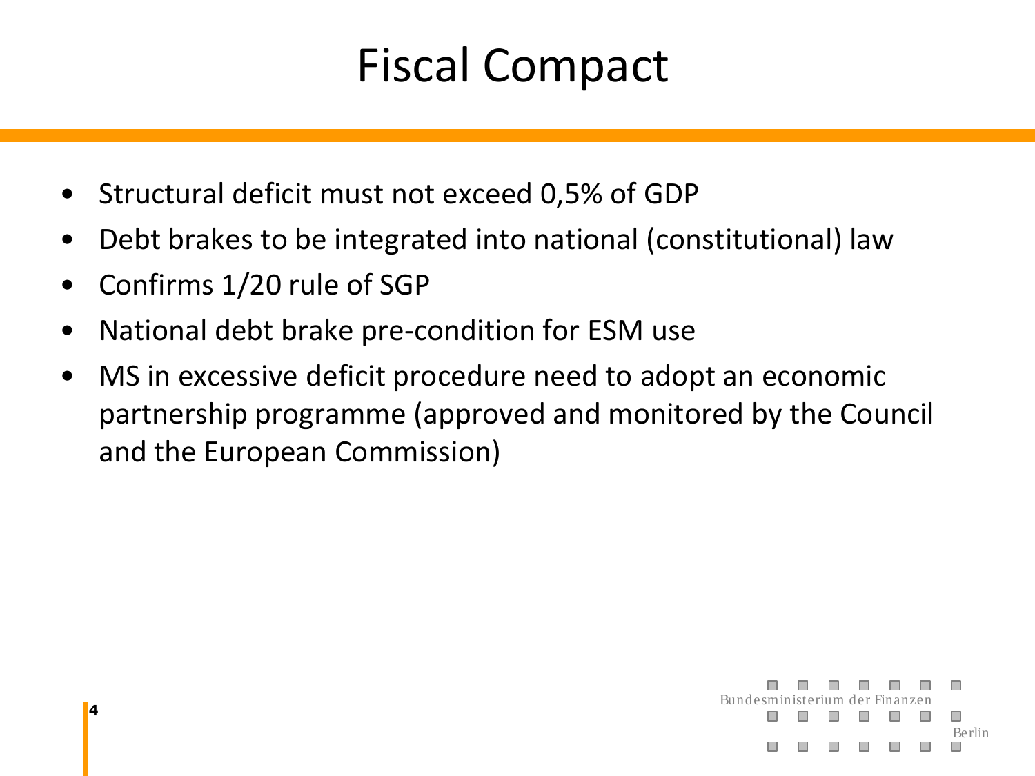# Fiscal Compact

- Structural deficit must not exceed 0,5% of GDP
- Debt brakes to be integrated into national (constitutional) law
- Confirms 1/20 rule of SGP
- National debt brake pre-condition for ESM use
- MS in excessive deficit procedure need to adopt an economic partnership programme (approved and monitored by the Council and the European Commission)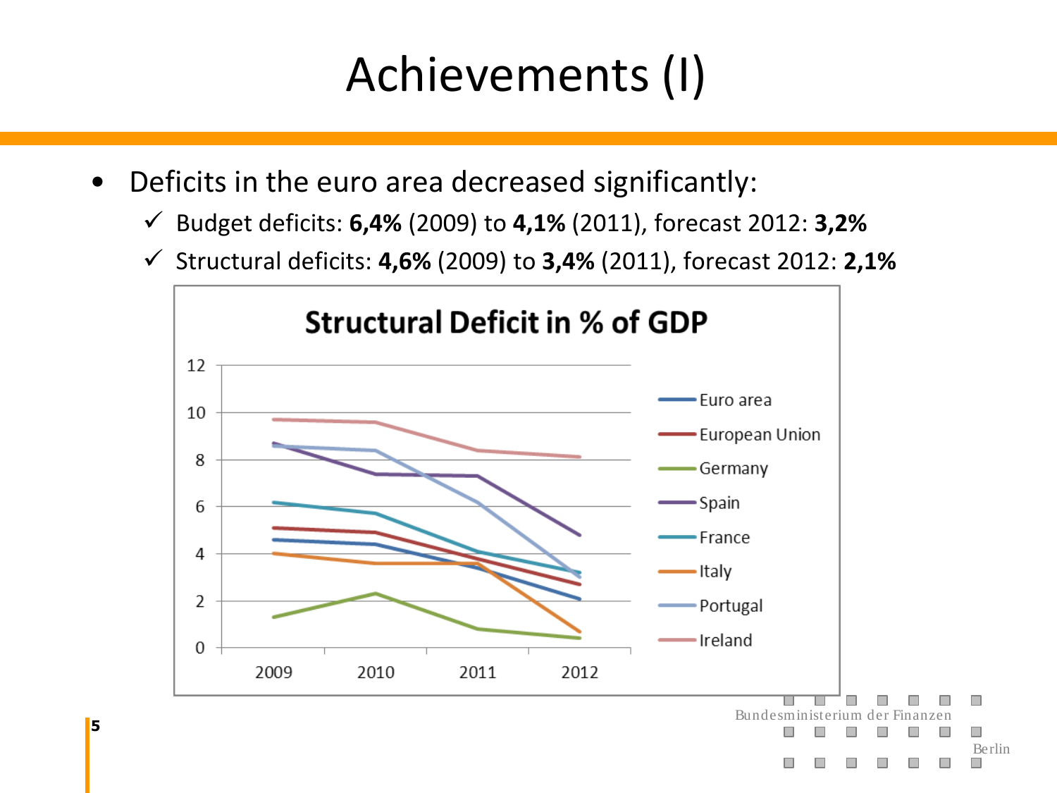# Achievements (I)

- Deficits in the euro area decreased significantly:
  - ✓ Budget deficits: **6,4%** (2009) to **4,1%** (2011), forecast 2012: **3,2%**
  - ✓ Structural deficits: **4,6%** (2009) to **3,4%** (2011), forecast 2012: **2,1%**

**Structural Deficit in % of GDP**

Bundesministerium der Finanzen

Berlin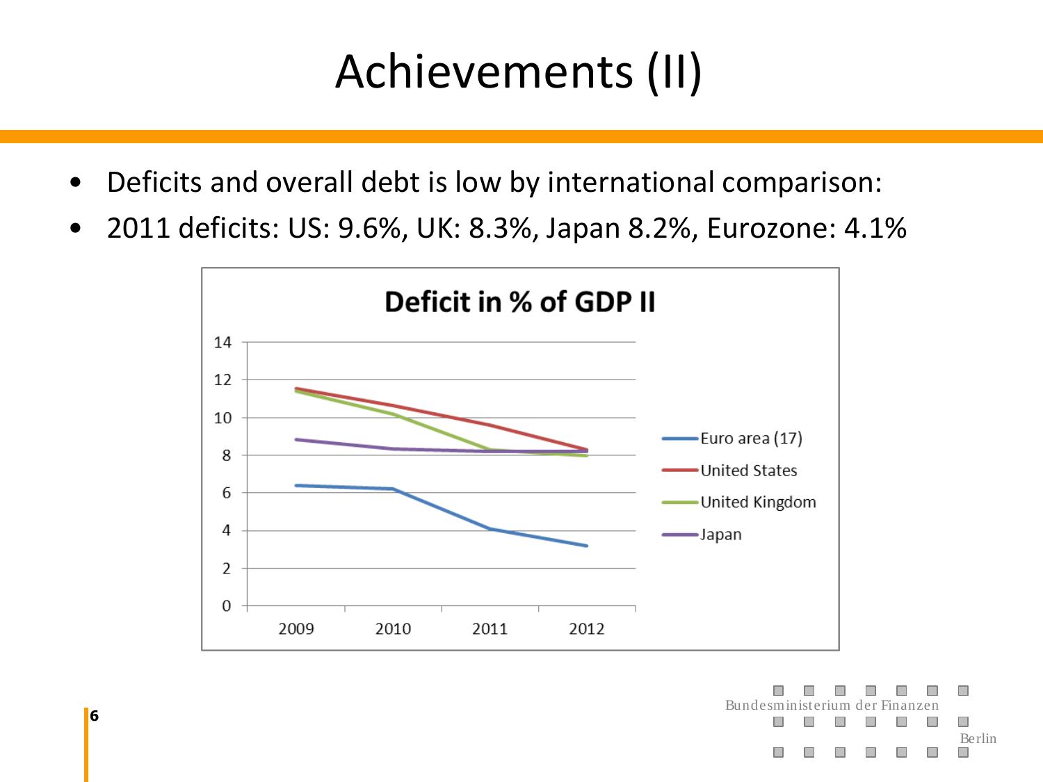# Achievements (II)

- Deficits and overall debt is low by international comparison:
- 2011 deficits: US: 9.6%, UK: 8.3%, Japan 8.2%, Eurozone: 4.1%

**Deficit in % of GDP II**

Legend: Euro area (17), United States, United Kingdom, Japan

Y-axis: 0, 2, 4, 6, 8, 10, 12, 14

X-axis: 2009, 2010, 2011, 2012

Bundesministerium der Finanzen

Berlin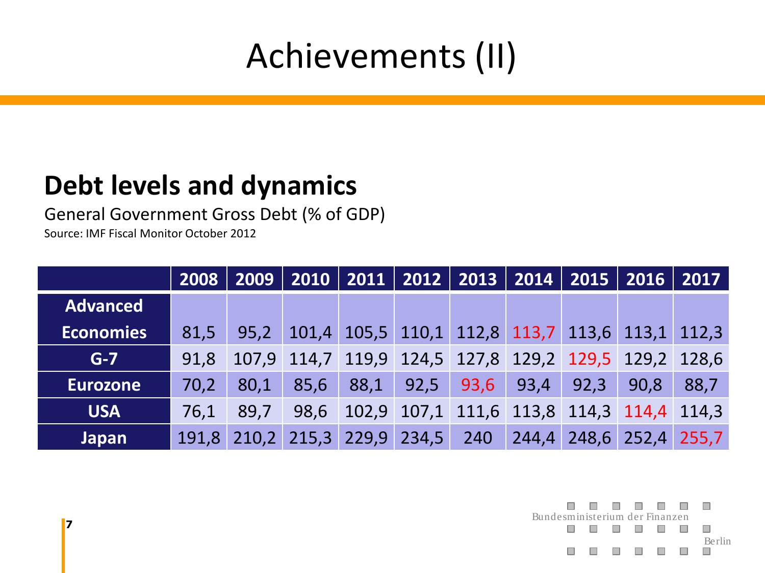# Achievements (II)

## Debt levels and dynamics

General Government Gross Debt (% of GDP)

Source: IMF Fiscal Monitor October 2012

| | 2008 | 2009 | 2010 | 2011 | 2012 | 2013 | 2014 | 2015 | 2016 | 2017 |
|---|---|---|---|---|---|---|---|---|---|---|
| **Advanced Economies** | 81,5 | 95,2 | 101,4 | 105,5 | 110,1 | 112,8 | 113,7 | 113,6 | 113,1 | 112,3 |
| **G-7** | 91,8 | 107,9 | 114,7 | 119,9 | 124,5 | 127,8 | 129,2 | 129,5 | 129,2 | 128,6 |
| **Eurozone** | 70,2 | 80,1 | 85,6 | 88,1 | 92,5 | 93,6 | 93,4 | 92,3 | 90,8 | 88,7 |
| **USA** | 76,1 | 89,7 | 98,6 | 102,9 | 107,1 | 111,6 | 113,8 | 114,3 | 114,4 | 114,3 |
| **Japan** | 191,8 | 210,2 | 215,3 | 229,9 | 234,5 | 240 | 244,4 | 248,6 | 252,4 | 255,7 |

Bundesministerium der Finanzen

Berlin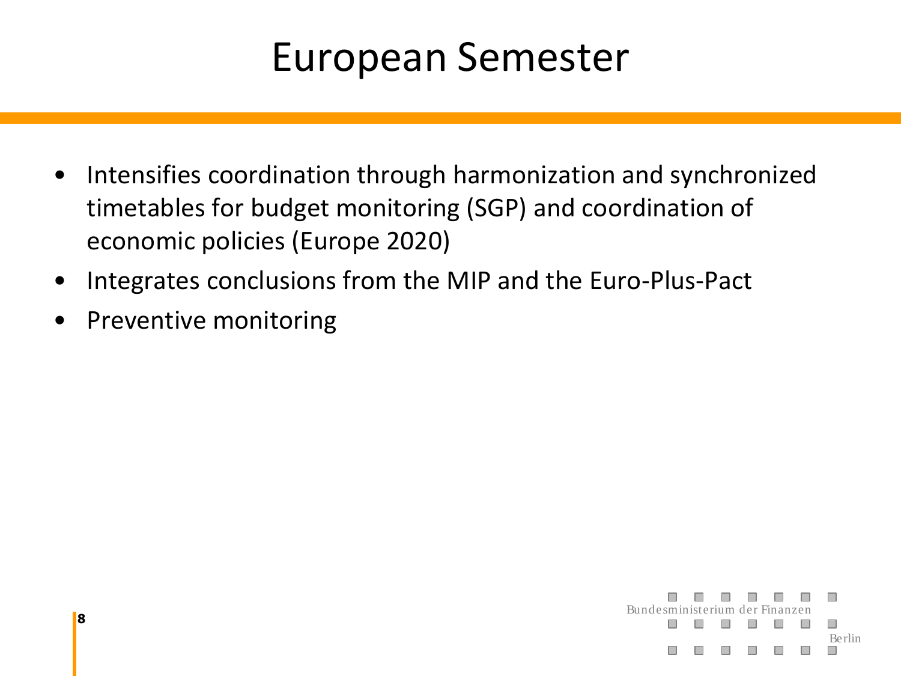# European Semester

- Intensifies coordination through harmonization and synchronized timetables for budget monitoring (SGP) and coordination of economic policies (Europe 2020)
- Integrates conclusions from the MIP and the Euro-Plus-Pact
- Preventive monitoring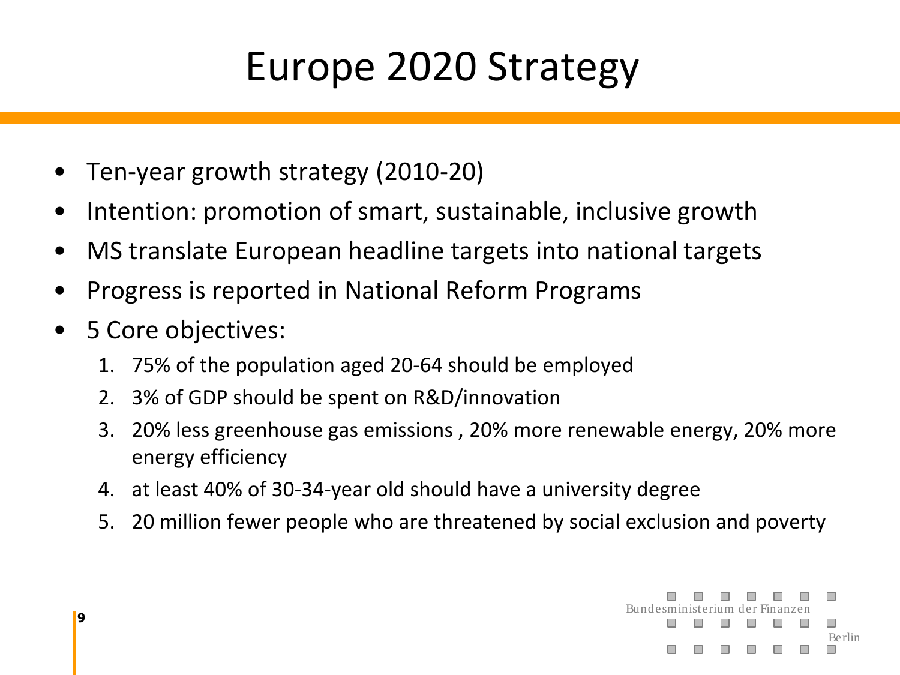# Europe 2020 Strategy

- Ten-year growth strategy (2010-20)
- Intention: promotion of smart, sustainable, inclusive growth
- MS translate European headline targets into national targets
- Progress is reported in National Reform Programs
- 5 Core objectives:
  1. 75% of the population aged 20-64 should be employed
  2. 3% of GDP should be spent on R&D/innovation
  3. 20% less greenhouse gas emissions , 20% more renewable energy, 20% more energy efficiency
  4. at least 40% of 30-34-year old should have a university degree
  5. 20 million fewer people who are threatened by social exclusion and poverty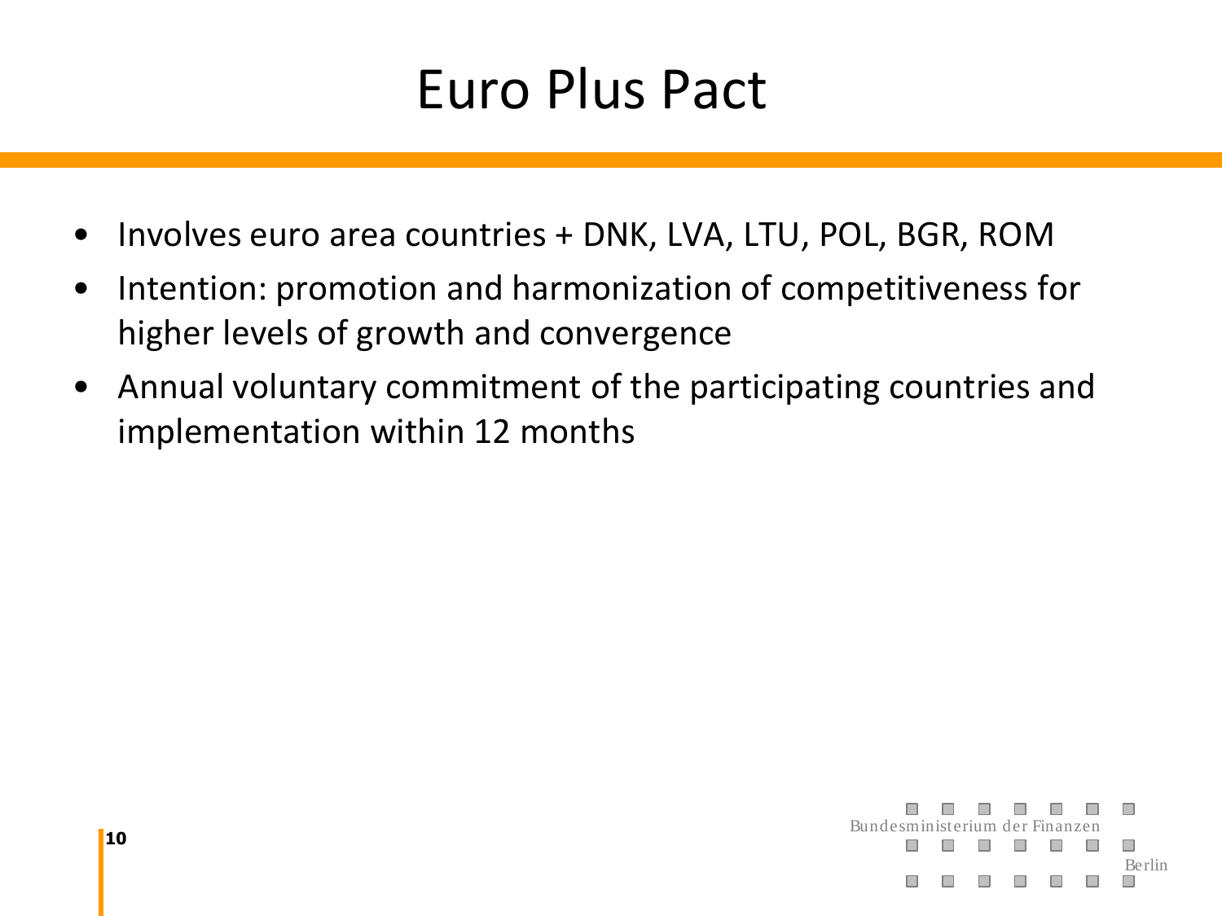# Euro Plus Pact

- Involves euro area countries + DNK, LVA, LTU, POL, BGR, ROM
- Intention: promotion and harmonization of competitiveness for higher levels of growth and convergence
- Annual voluntary commitment of the participating countries and implementation within 12 months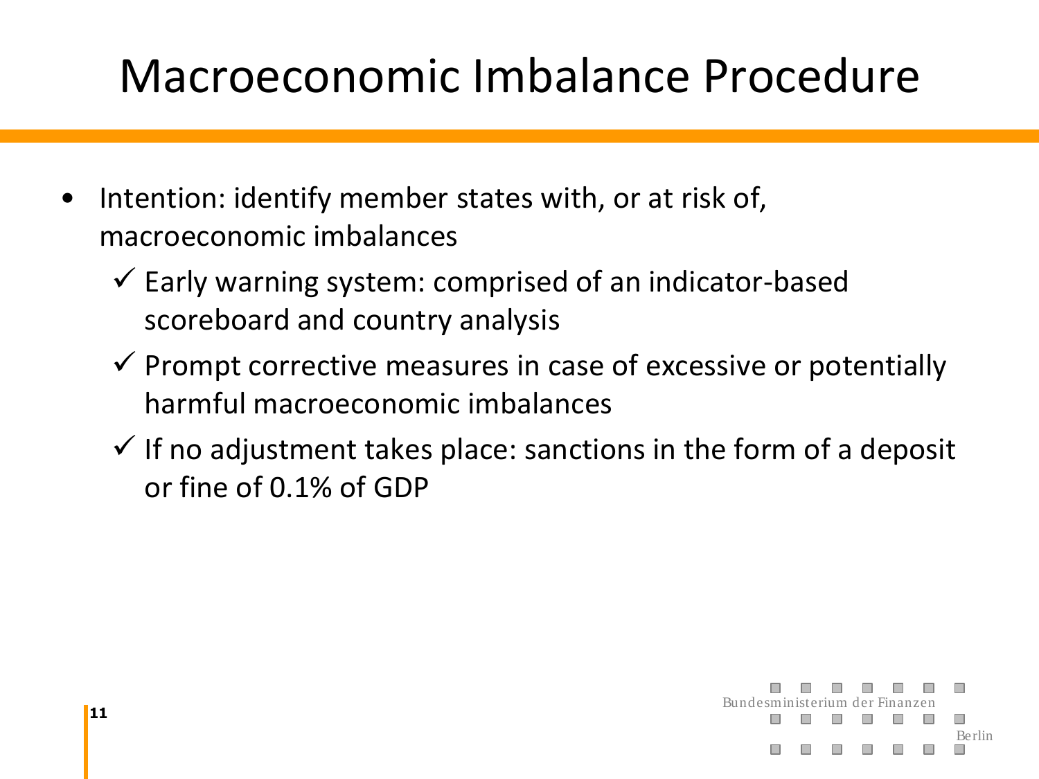# Macroeconomic Imbalance Procedure

- Intention: identify member states with, or at risk of, macroeconomic imbalances
  - ✓ Early warning system: comprised of an indicator-based scoreboard and country analysis
  - ✓ Prompt corrective measures in case of excessive or potentially harmful macroeconomic imbalances
  - ✓ If no adjustment takes place: sanctions in the form of a deposit or fine of 0.1% of GDP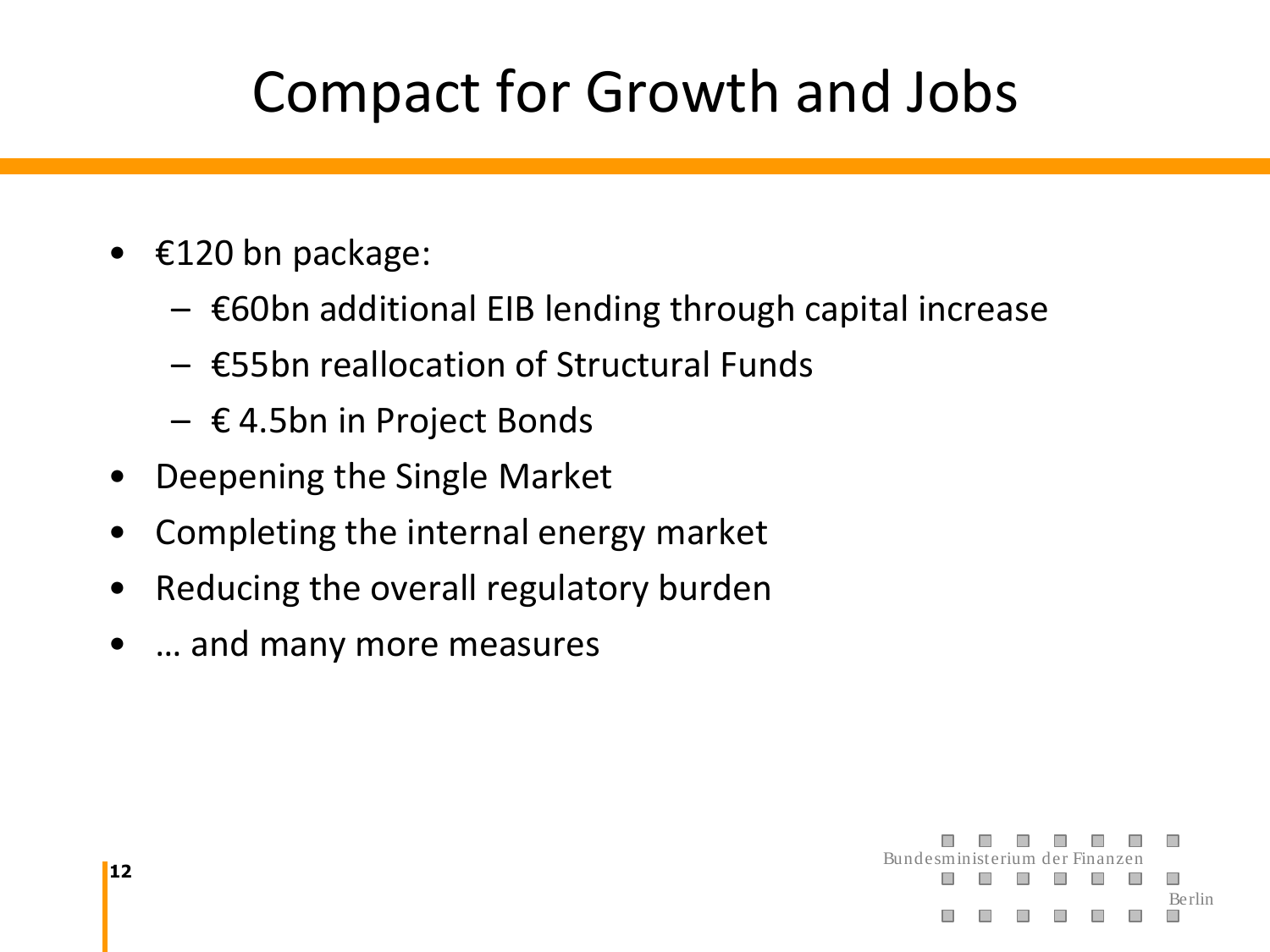# Compact for Growth and Jobs

- €120 bn package:
  - €60bn additional EIB lending through capital increase
  - €55bn reallocation of Structural Funds
  - € 4.5bn in Project Bonds
- Deepening the Single Market
- Completing the internal energy market
- Reducing the overall regulatory burden
- … and many more measures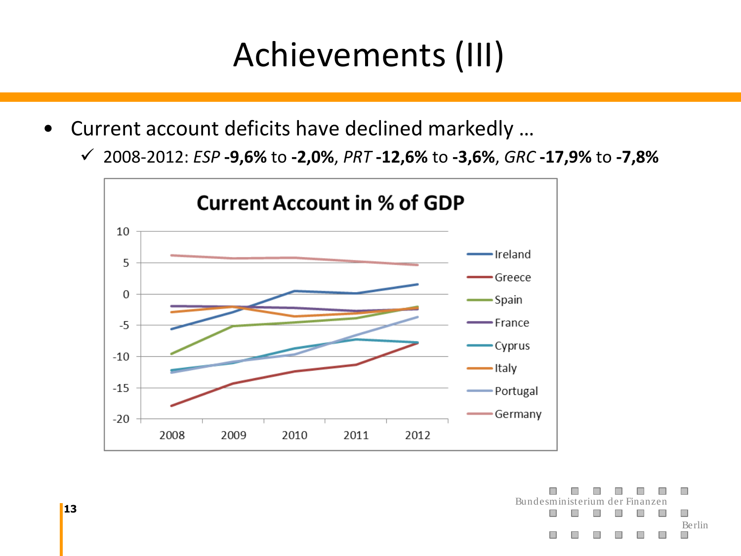# Achievements (III)

- Current account deficits have declined markedly …
  - ✓ 2008-2012: *ESP* **-9,6%** to **-2,0%**, *PRT* **-12,6%** to **-3,6%**, *GRC* **-17,9%** to **-7,8%**

**Current Account in % of GDP**

Legend: Ireland, Greece, Spain, France, Cyprus, Italy, Portugal, Germany

Y-axis: -20 to 10; X-axis: 2008, 2009, 2010, 2011, 2012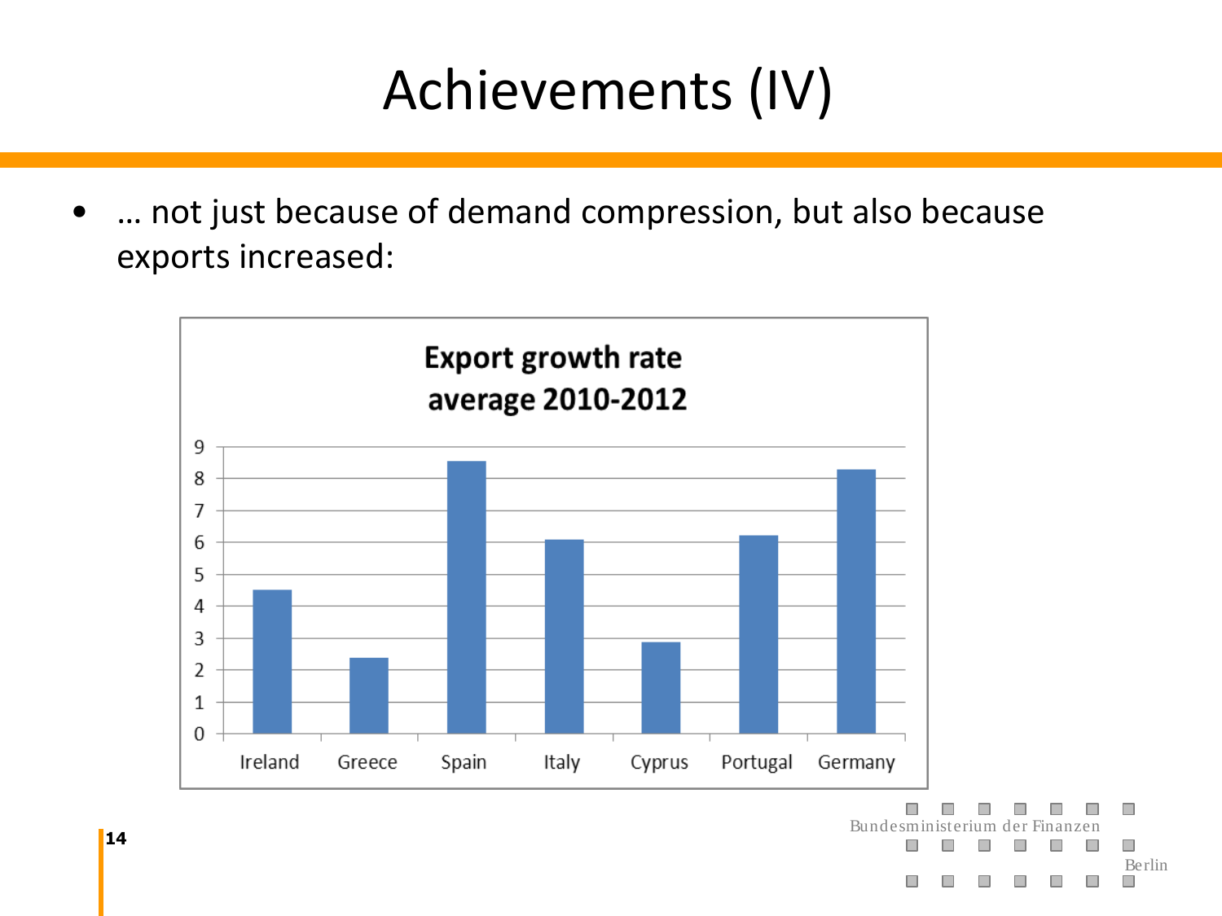# Achievements (IV)

- … not just because of demand compression, but also because exports increased:

**Export growth rate average 2010-2012**

| Country | Export growth rate (average 2010-2012) |
|---|---|
| Ireland | 4.5 |
| Greece | 2.4 |
| Spain | 8.5 |
| Italy | 6.1 |
| Cyprus | 2.9 |
| Portugal | 6.2 |
| Germany | 8.3 |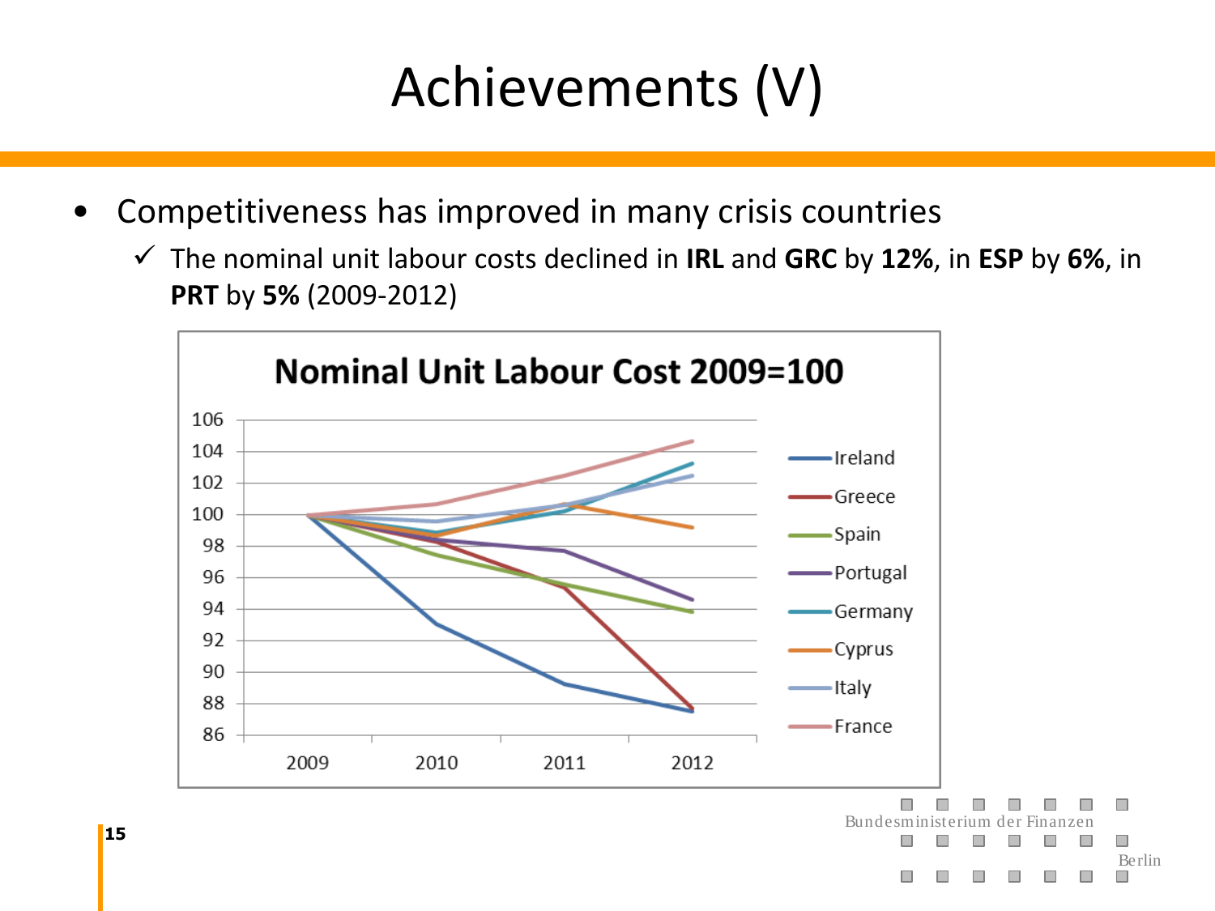# Achievements (V)

- Competitiveness has improved in many crisis countries
  - ✓ The nominal unit labour costs declined in **IRL** and **GRC** by **12%**, in **ESP** by **6%**, in **PRT** by **5%** (2009-2012)

**Nominal Unit Labour Cost 2009=100**

Bundesministerium der Finanzen

Berlin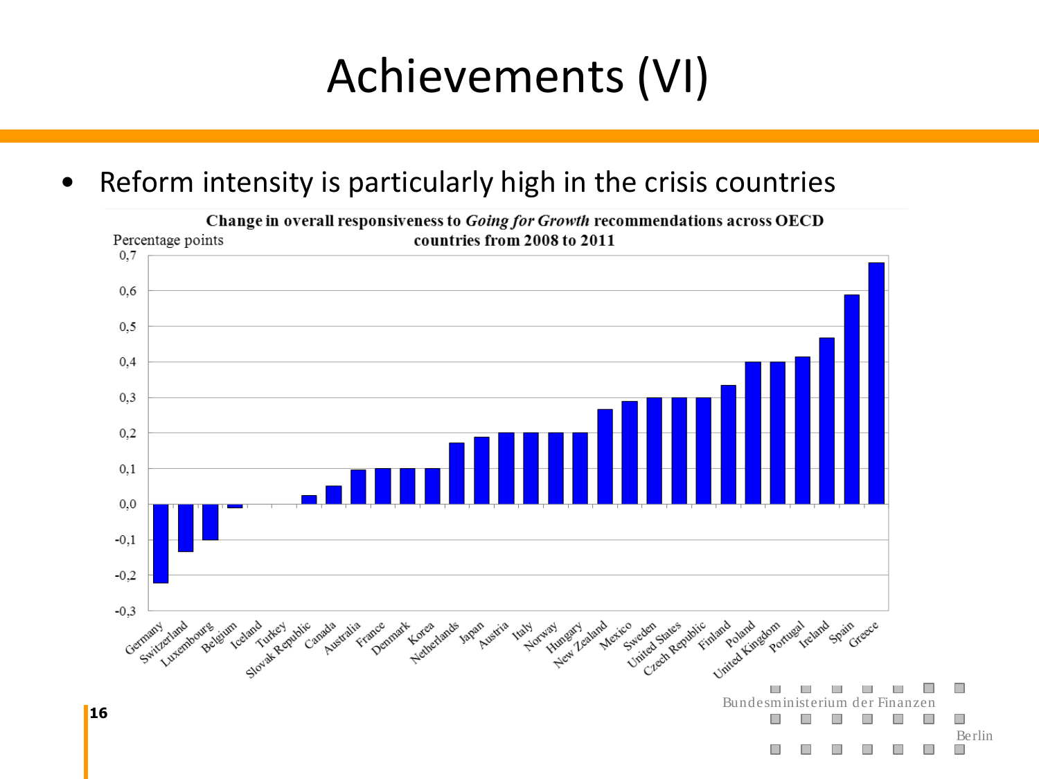# Achievements (VI)

- Reform intensity is particularly high in the crisis countries

**Change in overall responsiveness to *Going for Growth* recommendations across OECD countries from 2008 to 2011**

Percentage points

| Country | Change (approx.) |
|---|---|
| Germany | -0,22 |
| Switzerland | -0,13 |
| Luxembourg | -0,10 |
| Belgium | -0,01 |
| Iceland | 0,0 |
| Turkey | 0,0 |
| Slovak Republic | 0,025 |
| Canada | 0,05 |
| Australia | 0,095 |
| France | 0,1 |
| Denmark | 0,1 |
| Korea | 0,1 |
| Netherlands | 0,17 |
| Japan | 0,19 |
| Austria | 0,2 |
| Italy | 0,2 |
| Norway | 0,2 |
| Hungary | 0,2 |
| New Zealand | 0,27 |
| Mexico | 0,29 |
| Sweden | 0,3 |
| United States | 0,3 |
| Czech Republic | 0,3 |
| Finland | 0,335 |
| Poland | 0,4 |
| United Kingdom | 0,4 |
| Portugal | 0,415 |
| Ireland | 0,47 |
| Spain | 0,59 |
| Greece | 0,68 |

Bundesministerium der Finanzen

Berlin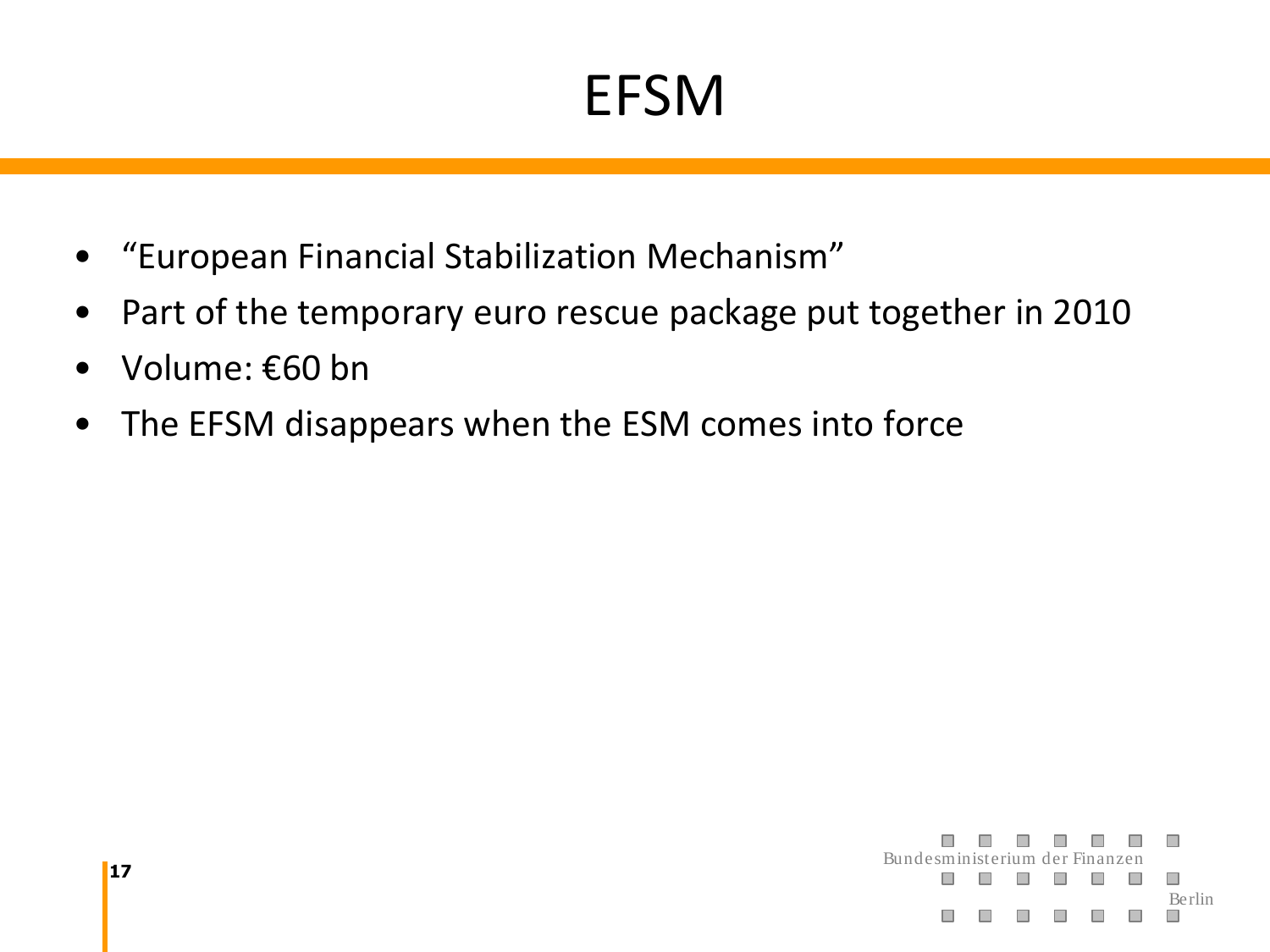# EFSM

- “European Financial Stabilization Mechanism”
- Part of the temporary euro rescue package put together in 2010
- Volume: €60 bn
- The EFSM disappears when the ESM comes into force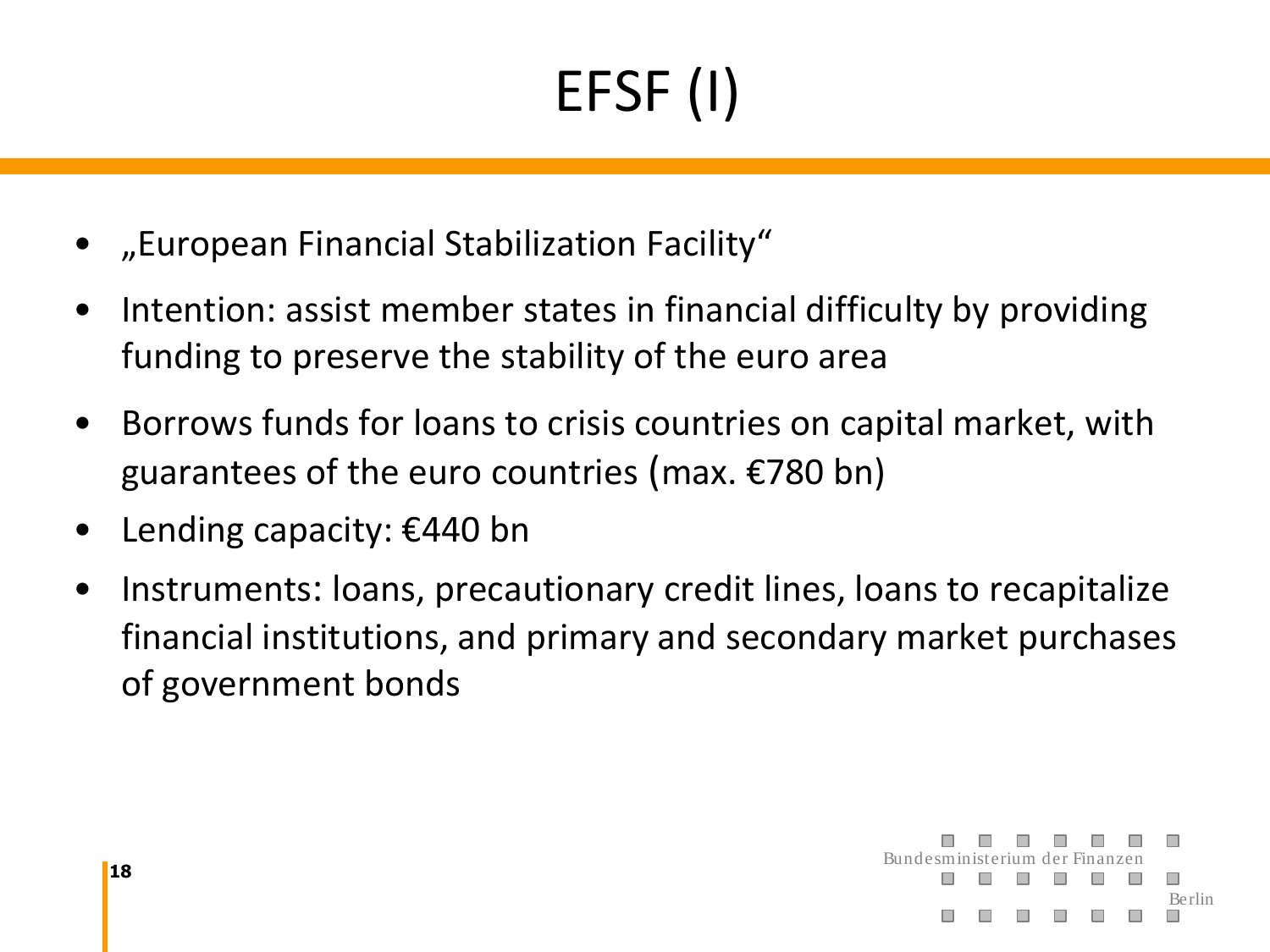# EFSF (I)

- „European Financial Stabilization Facility“
- Intention: assist member states in financial difficulty by providing funding to preserve the stability of the euro area
- Borrows funds for loans to crisis countries on capital market, with guarantees of the euro countries (max. €780 bn)
- Lending capacity: €440 bn
- Instruments: loans, precautionary credit lines, loans to recapitalize financial institutions, and primary and secondary market purchases of government bonds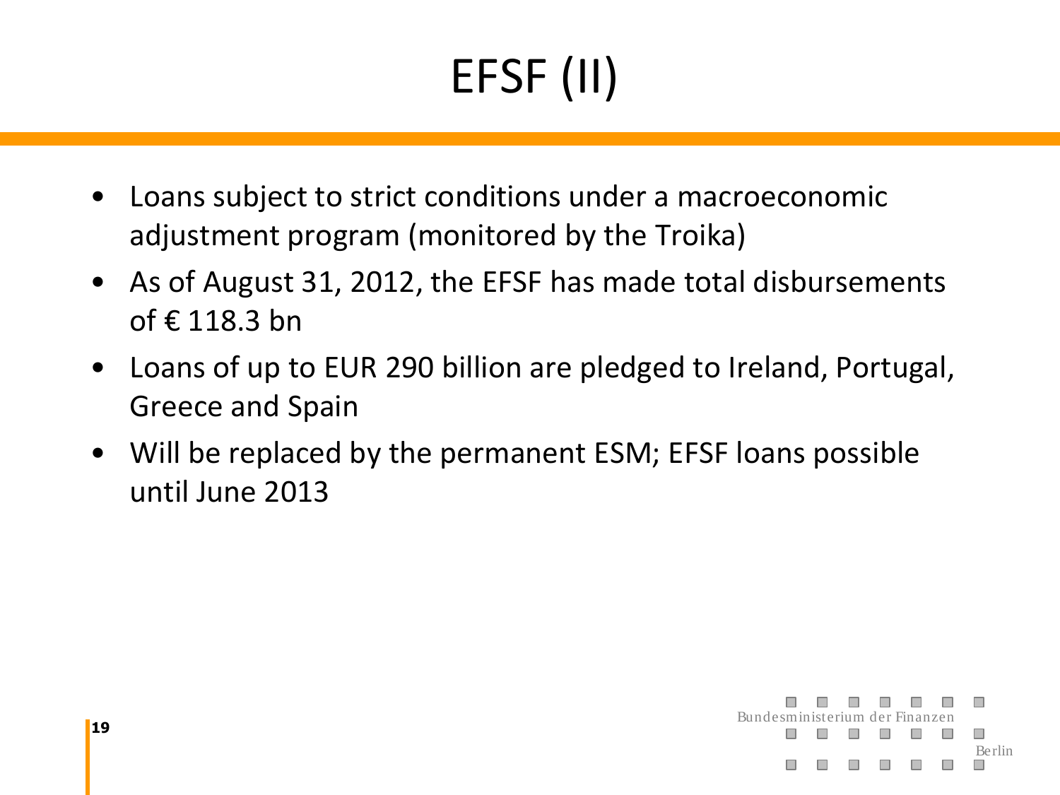# EFSF (II)

- Loans subject to strict conditions under a macroeconomic adjustment program (monitored by the Troika)
- As of August 31, 2012, the EFSF has made total disbursements of € 118.3 bn
- Loans of up to EUR 290 billion are pledged to Ireland, Portugal, Greece and Spain
- Will be replaced by the permanent ESM; EFSF loans possible until June 2013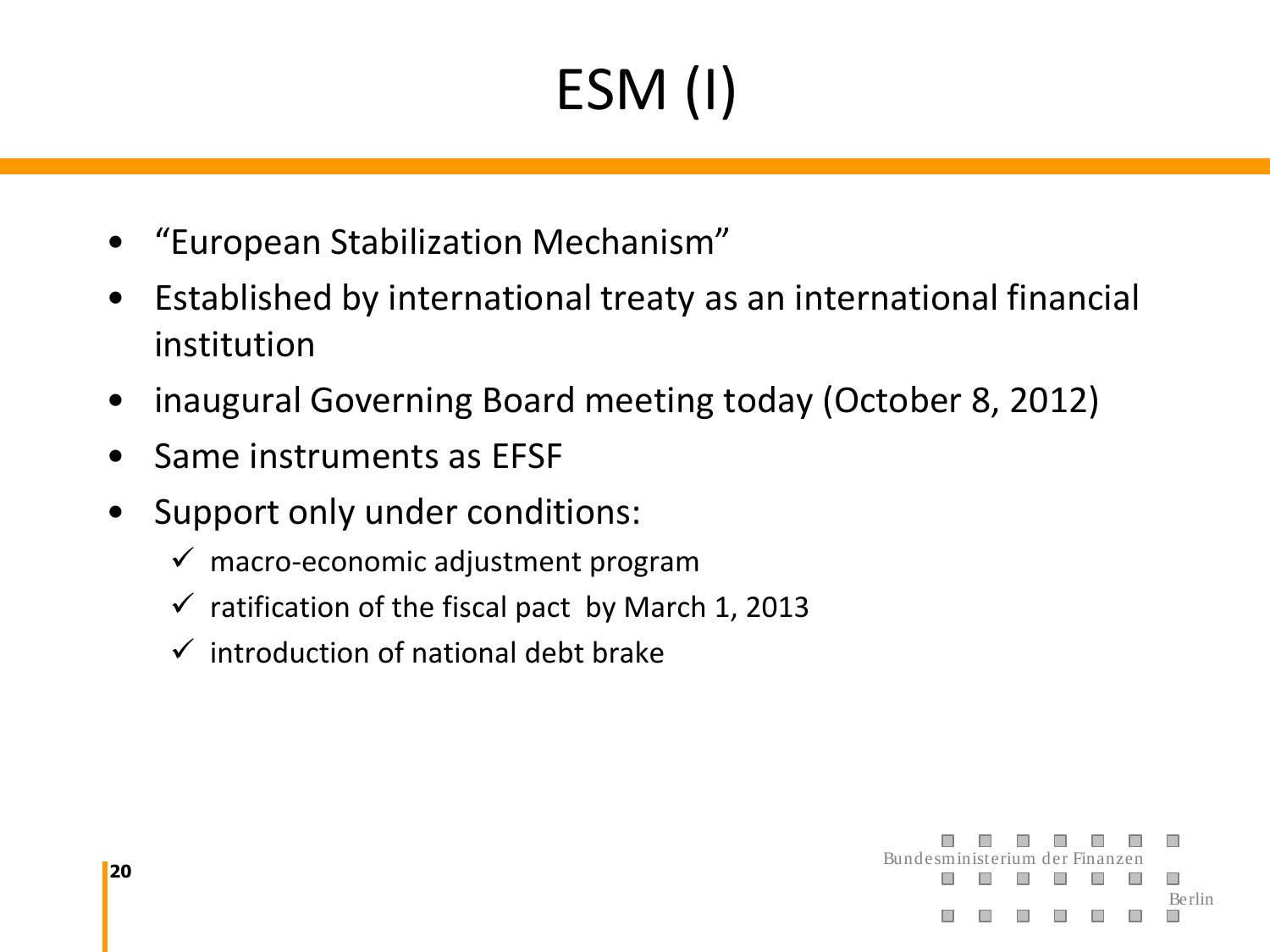# ESM (I)

- "European Stabilization Mechanism"
- Established by international treaty as an international financial institution
- inaugural Governing Board meeting today (October 8, 2012)
- Same instruments as EFSF
- Support only under conditions:
  - ✓ macro-economic adjustment program
  - ✓ ratification of the fiscal pact by March 1, 2013
  - ✓ introduction of national debt brake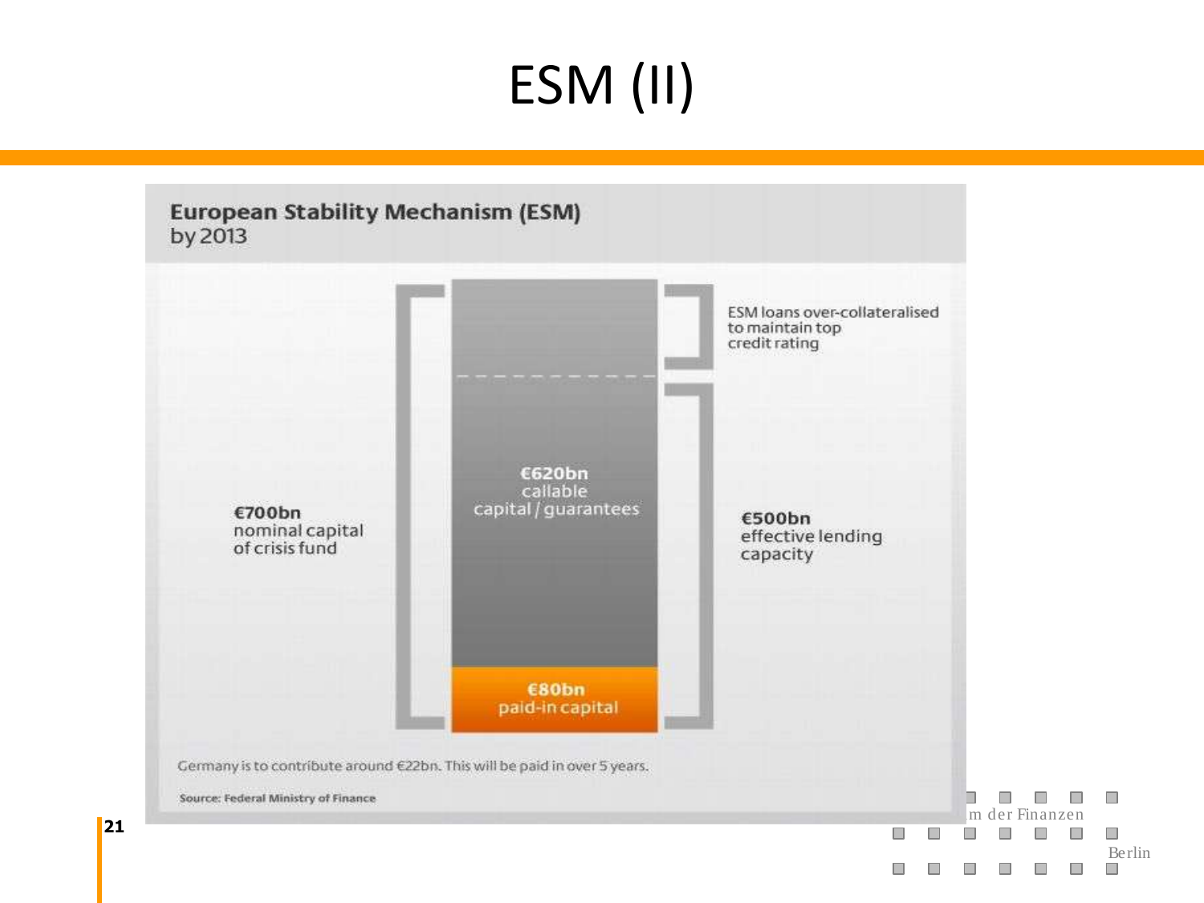# ESM (II)

**European Stability Mechanism (ESM)**
by 2013

ESM loans over-collateralised to maintain top credit rating

**€620bn**
callable capital / guarantees

**€700bn**
nominal capital of crisis fund

**€500bn**
effective lending capacity

**€80bn**
paid-in capital

Germany is to contribute around €22bn. This will be paid in over 5 years.

**Source: Federal Ministry of Finance**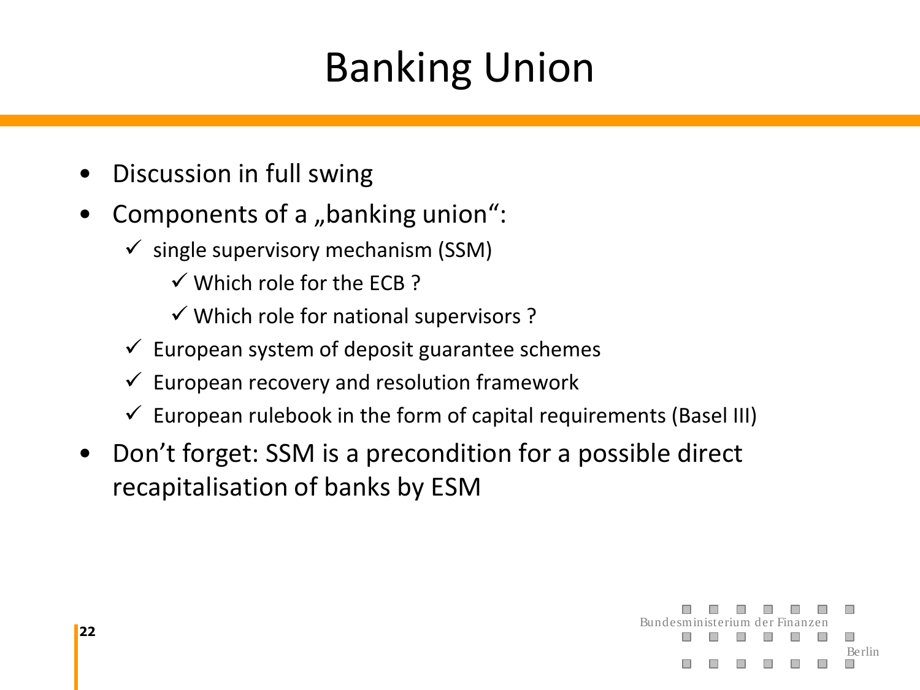# Banking Union

- Discussion in full swing
- Components of a „banking union“:
  - ✓ single supervisory mechanism (SSM)
    - ✓ Which role for the ECB ?
    - ✓ Which role for national supervisors ?
  - ✓ European system of deposit guarantee schemes
  - ✓ European recovery and resolution framework
  - ✓ European rulebook in the form of capital requirements (Basel III)
- Don’t forget: SSM is a precondition for a possible direct recapitalisation of banks by ESM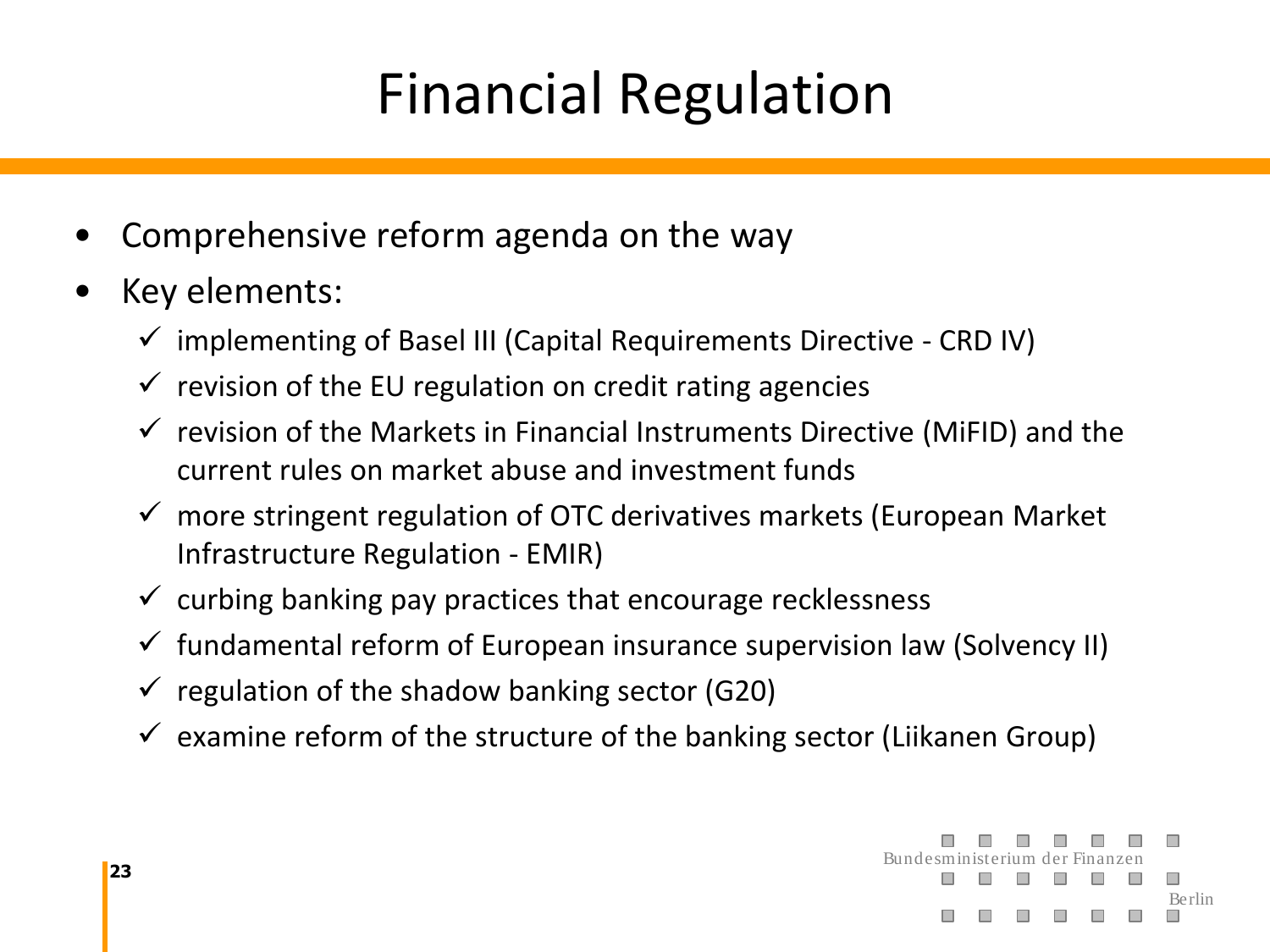# Financial Regulation

- Comprehensive reform agenda on the way
- Key elements:
  - ✓ implementing of Basel III (Capital Requirements Directive - CRD IV)
  - ✓ revision of the EU regulation on credit rating agencies
  - ✓ revision of the Markets in Financial Instruments Directive (MiFID) and the current rules on market abuse and investment funds
  - ✓ more stringent regulation of OTC derivatives markets (European Market Infrastructure Regulation - EMIR)
  - ✓ curbing banking pay practices that encourage recklessness
  - ✓ fundamental reform of European insurance supervision law (Solvency II)
  - ✓ regulation of the shadow banking sector (G20)
  - ✓ examine reform of the structure of the banking sector (Liikanen Group)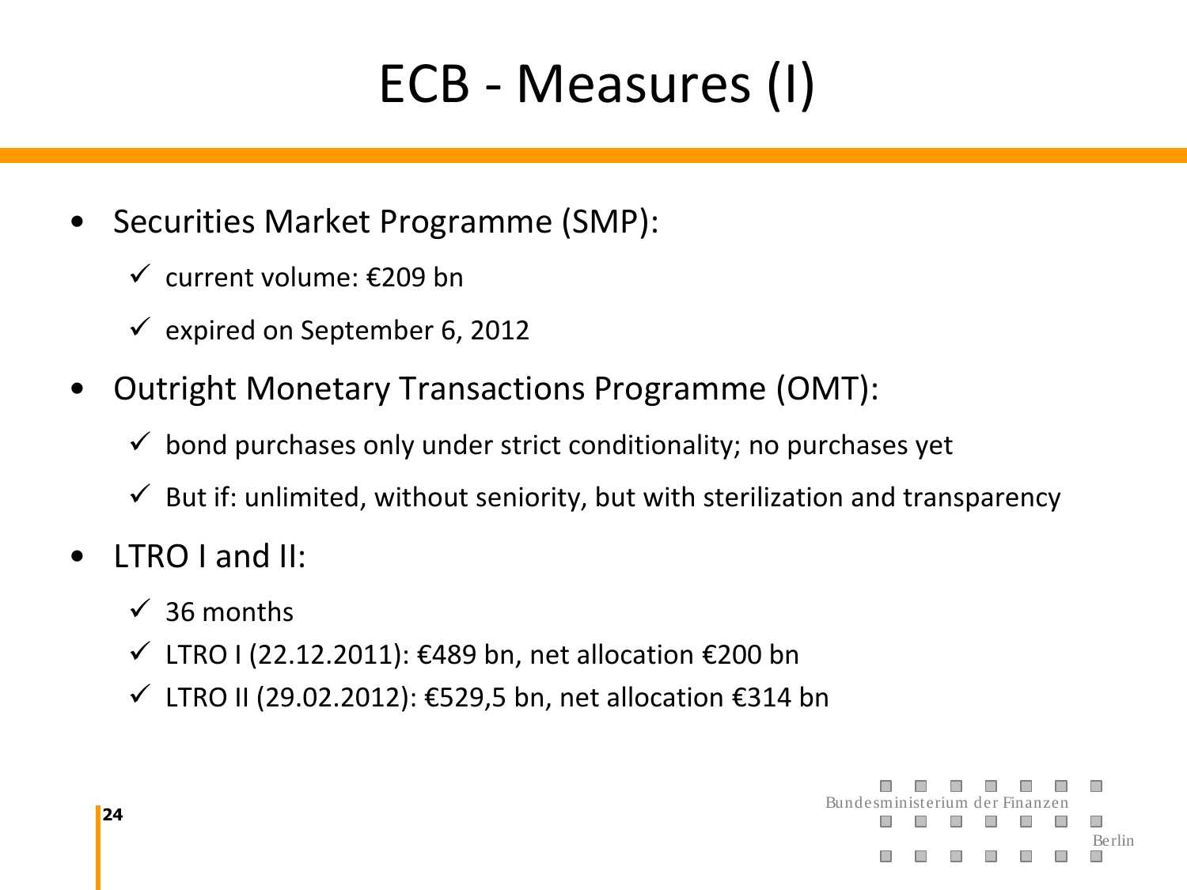# ECB - Measures (I)

- Securities Market Programme (SMP):
  - ✓ current volume: €209 bn
  - ✓ expired on September 6, 2012
- Outright Monetary Transactions Programme (OMT):
  - ✓ bond purchases only under strict conditionality; no purchases yet
  - ✓ But if: unlimited, without seniority, but with sterilization and transparency
- LTRO I and II:
  - ✓ 36 months
  - ✓ LTRO I (22.12.2011): €489 bn, net allocation €200 bn
  - ✓ LTRO II (29.02.2012): €529,5 bn, net allocation €314 bn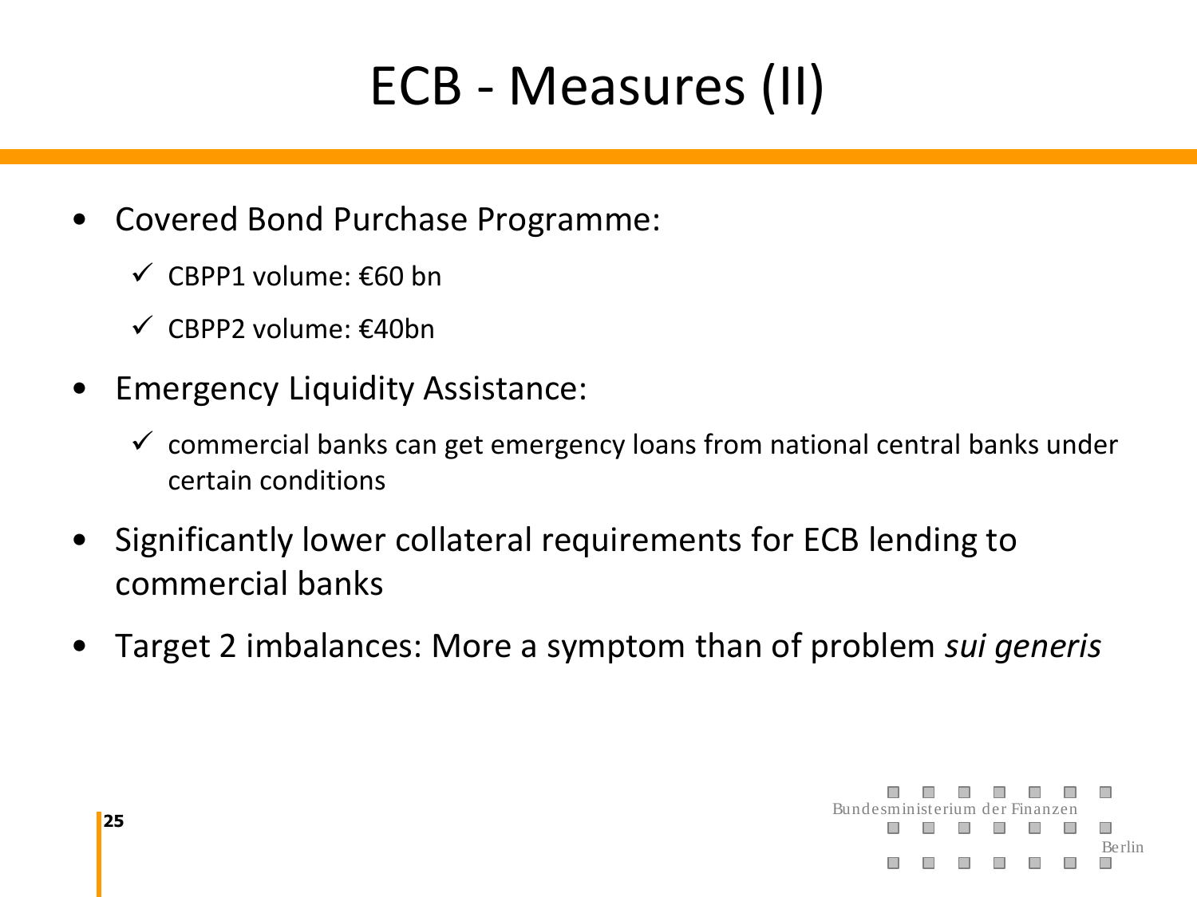# ECB - Measures (II)

- Covered Bond Purchase Programme:
  - ✓ CBPP1 volume: €60 bn
  - ✓ CBPP2 volume: €40bn
- Emergency Liquidity Assistance:
  - ✓ commercial banks can get emergency loans from national central banks under certain conditions
- Significantly lower collateral requirements for ECB lending to commercial banks
- Target 2 imbalances: More a symptom than of problem *sui generis*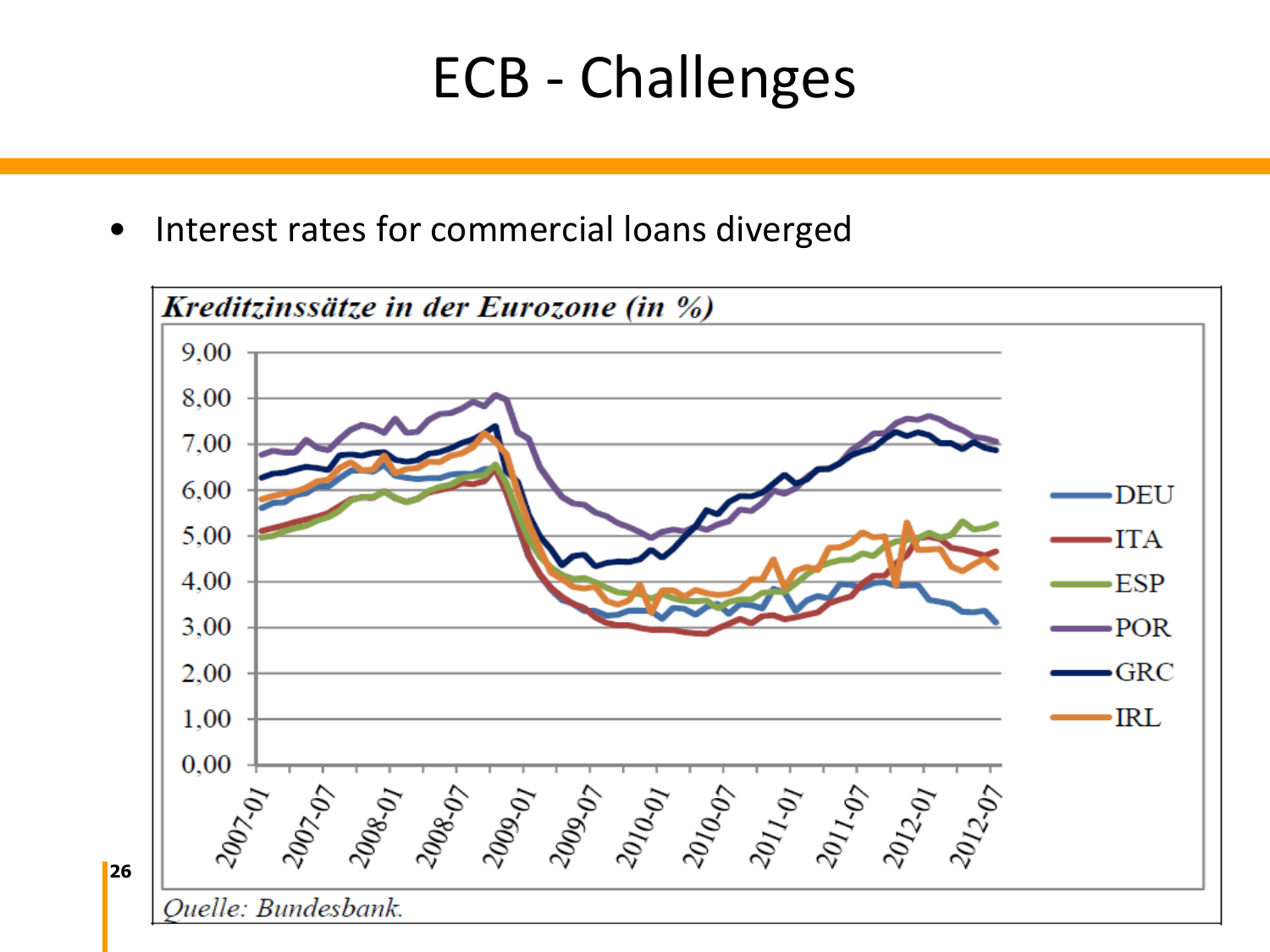# ECB - Challenges

- Interest rates for commercial loans diverged

***Kreditzinssätze in der Eurozone (in %)***

*Quelle: Bundesbank.*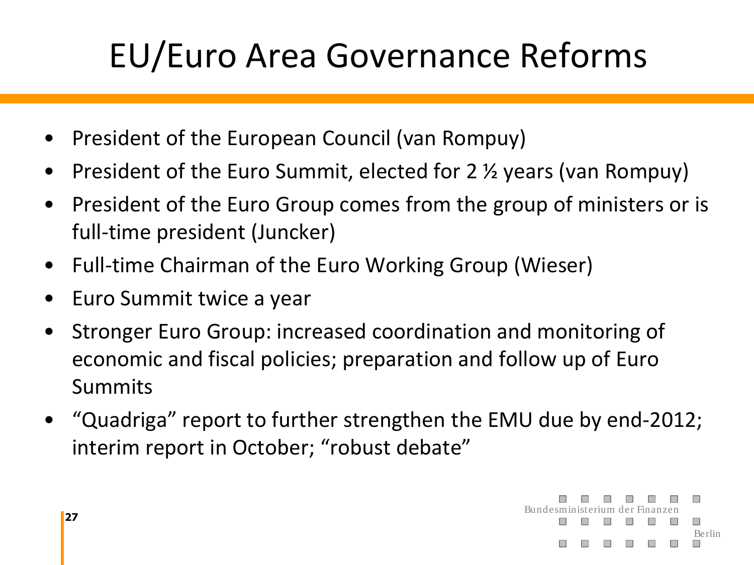# EU/Euro Area Governance Reforms

- President of the European Council (van Rompuy)
- President of the Euro Summit, elected for 2 ½ years (van Rompuy)
- President of the Euro Group comes from the group of ministers or is full-time president (Juncker)
- Full-time Chairman of the Euro Working Group (Wieser)
- Euro Summit twice a year
- Stronger Euro Group: increased coordination and monitoring of economic and fiscal policies; preparation and follow up of Euro Summits
- “Quadriga” report to further strengthen the EMU due by end-2012; interim report in October; “robust debate”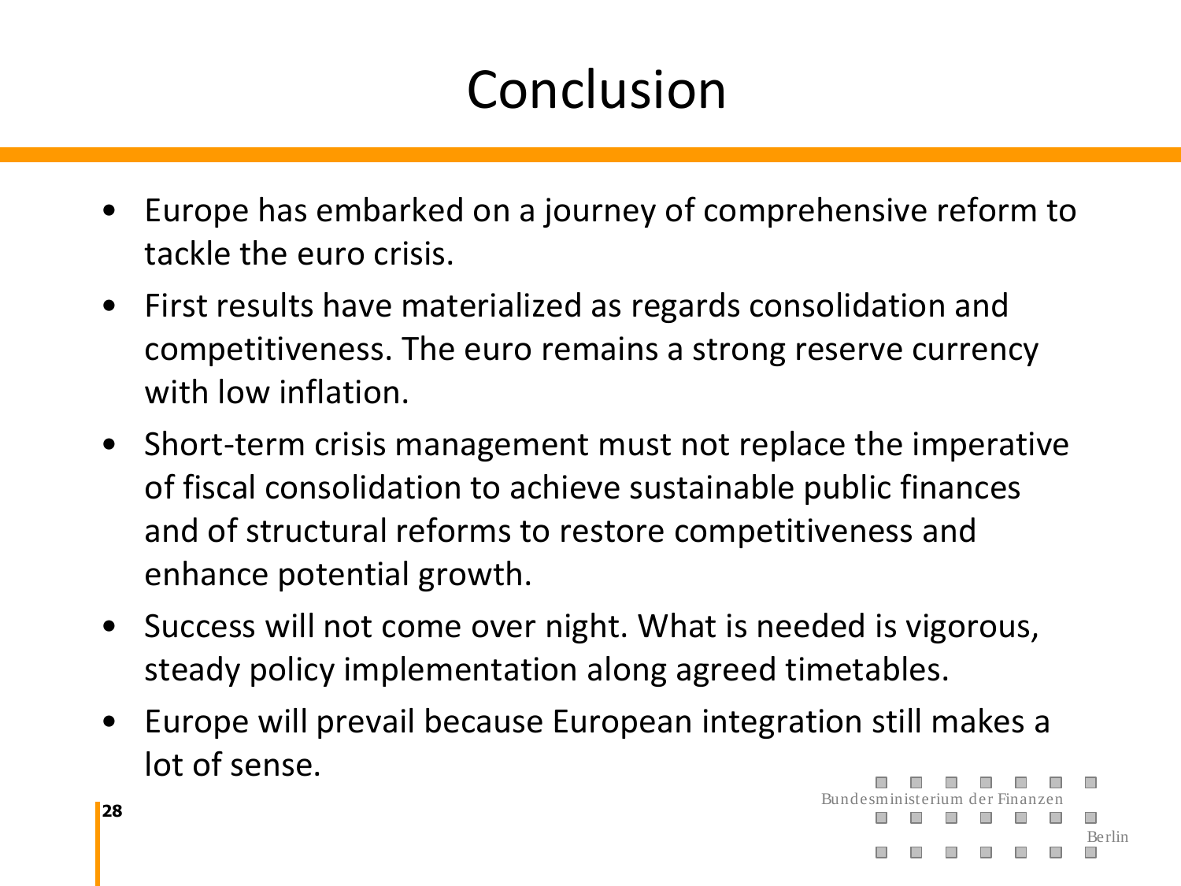# Conclusion

- Europe has embarked on a journey of comprehensive reform to tackle the euro crisis.
- First results have materialized as regards consolidation and competitiveness. The euro remains a strong reserve currency with low inflation.
- Short-term crisis management must not replace the imperative of fiscal consolidation to achieve sustainable public finances and of structural reforms to restore competitiveness and enhance potential growth.
- Success will not come over night. What is needed is vigorous, steady policy implementation along agreed timetables.
- Europe will prevail because European integration still makes a lot of sense.